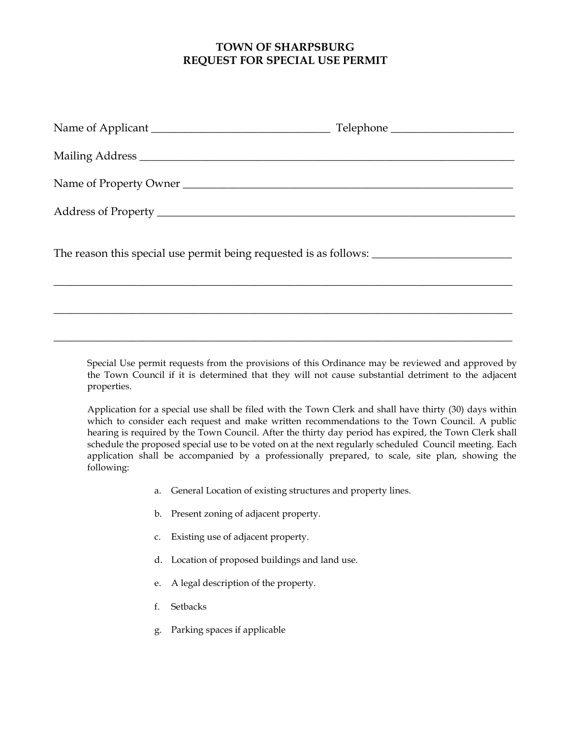# TOWN OF SHARPSBURG
## REQUEST FOR SPECIAL USE PERMIT

Name of Applicant _________________________________ Telephone ______________________

Mailing Address ____________________________________________________________________

Name of Property Owner ______________________________________________________________

Address of Property _________________________________________________________________

The reason this special use permit being requested is as follows: _________________________

_____________________________________________________________________________________

_____________________________________________________________________________________

_____________________________________________________________________________________

Special Use permit requests from the provisions of this Ordinance may be reviewed and approved by the Town Council if it is determined that they will not cause substantial detriment to the adjacent properties.

Application for a special use shall be filed with the Town Clerk and shall have thirty (30) days within which to consider each request and make written recommendations to the Town Council. A public hearing is required by the Town Council. After the thirty day period has expired, the Town Clerk shall schedule the proposed special use to be voted on at the next regularly scheduled Council meeting. Each application shall be accompanied by a professionally prepared, to scale, site plan, showing the following:

a. General Location of existing structures and property lines.

b. Present zoning of adjacent property.

c. Existing use of adjacent property.

d. Location of proposed buildings and land use.

e. A legal description of the property.

f. Setbacks

g. Parking spaces if applicable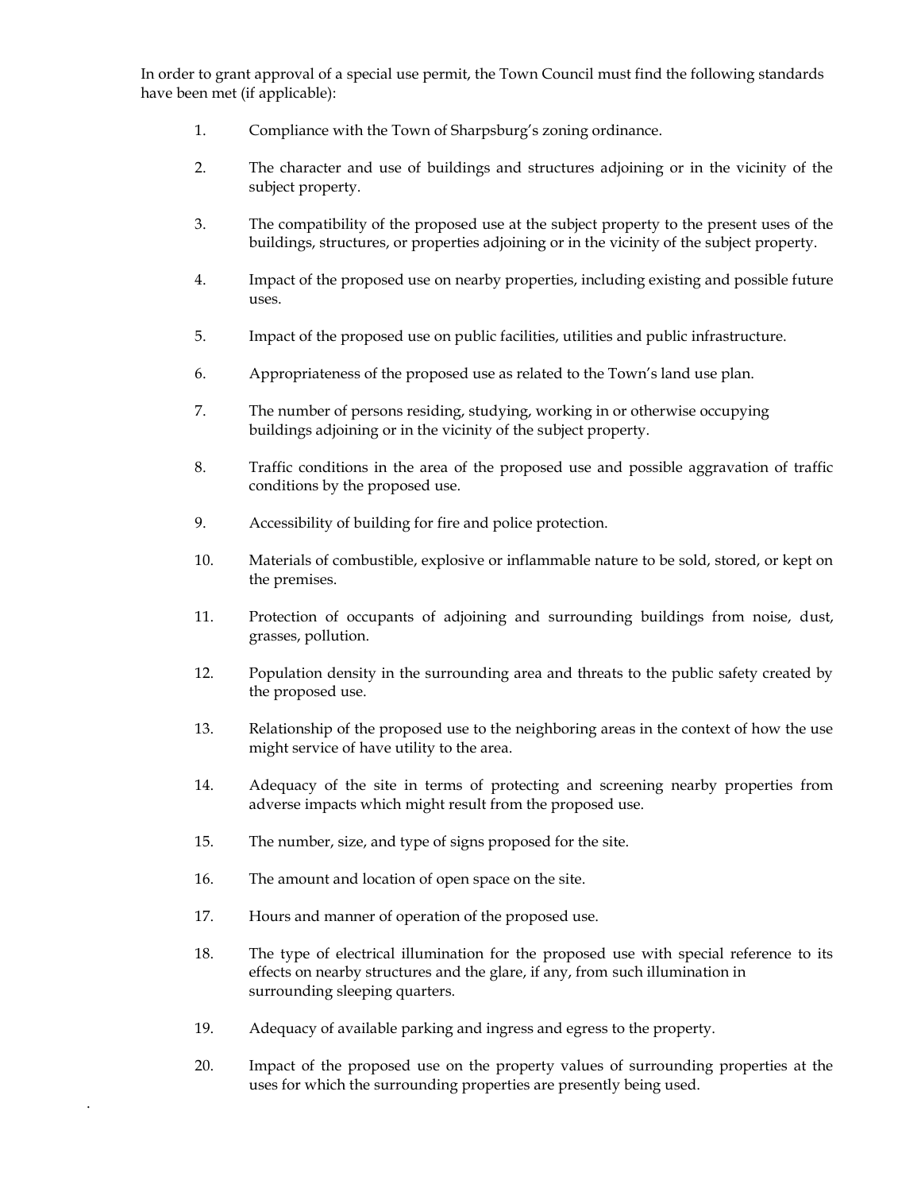In order to grant approval of a special use permit, the Town Council must find the following standards have been met (if applicable):

1. Compliance with the Town of Sharpsburg's zoning ordinance.

2. The character and use of buildings and structures adjoining or in the vicinity of the subject property.

3. The compatibility of the proposed use at the subject property to the present uses of the buildings, structures, or properties adjoining or in the vicinity of the subject property.

4. Impact of the proposed use on nearby properties, including existing and possible future uses.

5. Impact of the proposed use on public facilities, utilities and public infrastructure.

6. Appropriateness of the proposed use as related to the Town's land use plan.

7. The number of persons residing, studying, working in or otherwise occupying buildings adjoining or in the vicinity of the subject property.

8. Traffic conditions in the area of the proposed use and possible aggravation of traffic conditions by the proposed use.

9. Accessibility of building for fire and police protection.

10. Materials of combustible, explosive or inflammable nature to be sold, stored, or kept on the premises.

11. Protection of occupants of adjoining and surrounding buildings from noise, dust, grasses, pollution.

12. Population density in the surrounding area and threats to the public safety created by the proposed use.

13. Relationship of the proposed use to the neighboring areas in the context of how the use might service of have utility to the area.

14. Adequacy of the site in terms of protecting and screening nearby properties from adverse impacts which might result from the proposed use.

15. The number, size, and type of signs proposed for the site.

16. The amount and location of open space on the site.

17. Hours and manner of operation of the proposed use.

18. The type of electrical illumination for the proposed use with special reference to its effects on nearby structures and the glare, if any, from such illumination in surrounding sleeping quarters.

19. Adequacy of available parking and ingress and egress to the property.

20. Impact of the proposed use on the property values of surrounding properties at the uses for which the surrounding properties are presently being used.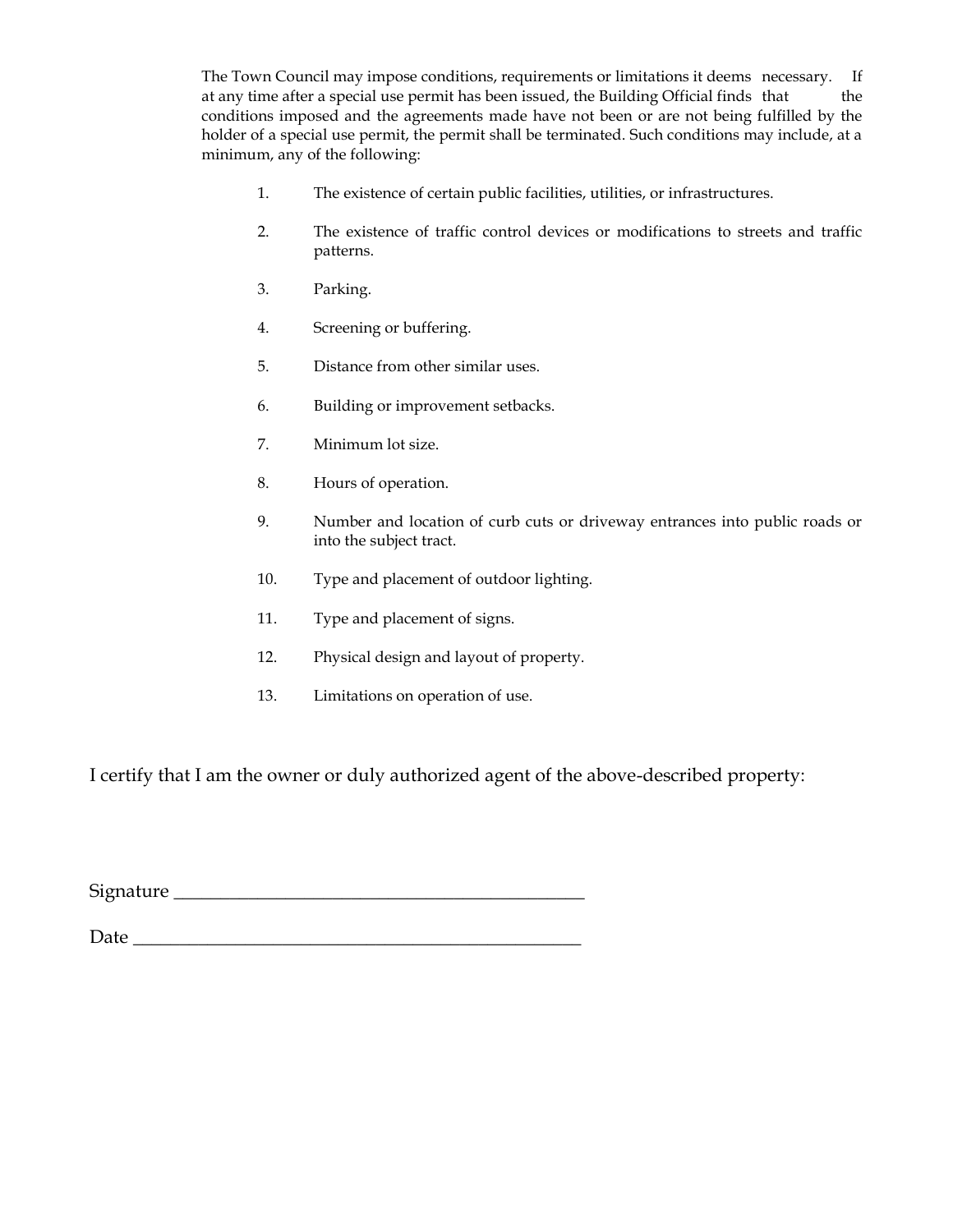The Town Council may impose conditions, requirements or limitations it deems necessary. If at any time after a special use permit has been issued, the Building Official finds that the conditions imposed and the agreements made have not been or are not being fulfilled by the holder of a special use permit, the permit shall be terminated. Such conditions may include, at a minimum, any of the following:

1. The existence of certain public facilities, utilities, or infrastructures.
2. The existence of traffic control devices or modifications to streets and traffic patterns.
3. Parking.
4. Screening or buffering.
5. Distance from other similar uses.
6. Building or improvement setbacks.
7. Minimum lot size.
8. Hours of operation.
9. Number and location of curb cuts or driveway entrances into public roads or into the subject tract.
10. Type and placement of outdoor lighting.
11. Type and placement of signs.
12. Physical design and layout of property.
13. Limitations on operation of use.

I certify that I am the owner or duly authorized agent of the above-described property:

Signature ______________________________________________

Date __________________________________________________